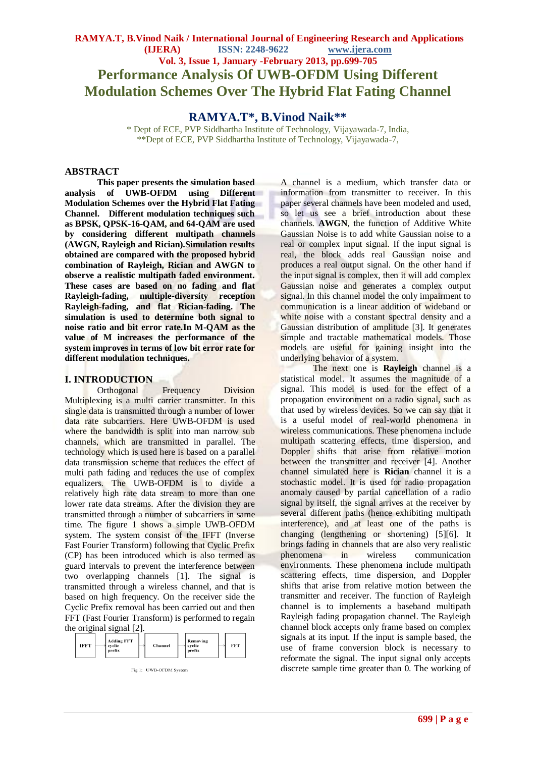# Performance Analysis Of UWB-OFDM Using Different Modulation Schemes Over The Hybrid Flat Fating Channel

## RAMYA.T*, B.Vinod Naik**

\* Dept of ECE, PVP Siddhartha Institute of Technology, Vijayawada-7, India,
\*\*Dept of ECE, PVP Siddhartha Institute of Technology, Vijayawada-7,

## ABSTRACT

**This paper presents the simulation based analysis of UWB-OFDM using Different Modulation Schemes over the Hybrid Flat Fating Channel. Different modulation techniques such as BPSK, QPSK-16-QAM, and 64-QAM are used by considering different multipath channels (AWGN, Rayleigh and Rician).Simulation results obtained are compared with the proposed hybrid combination of Rayleigh, Rician and AWGN to observe a realistic multipath faded environment. These cases are based on no fading and flat Rayleigh-fading, multiple-diversity reception Rayleigh-fading, and flat Rician-fading. The simulation is used to determine both signal to noise ratio and bit error rate.In M-QAM as the value of M increases the performance of the system improves in terms of low bit error rate for different modulation techniques.**

## I. INTRODUCTION

Orthogonal Frequency Division Multiplexing is a multi carrier transmitter. In this single data is transmitted through a number of lower data rate subcarriers. Here UWB-OFDM is used where the bandwidth is split into man narrow sub channels, which are transmitted in parallel. The technology which is used here is based on a parallel data transmission scheme that reduces the effect of multi path fading and reduces the use of complex equalizers. The UWB-OFDM is to divide a relatively high rate data stream to more than one lower rate data streams. After the division they are transmitted through a number of subcarriers in same time. The figure 1 shows a simple UWB-OFDM system. The system consist of the IFFT (Inverse Fast Fourier Transform) following that Cyclic Prefix (CP) has been introduced which is also termed as guard intervals to prevent the interference between two overlapping channels [1]. The signal is transmitted through a wireless channel, and that is based on high frequency. On the receiver side the Cyclic Prefix removal has been carried out and then FFT (Fast Fourier Transform) is performed to regain the original signal [2].

IFFT → Adding FFT cyclic prefix → Channel → Removing cyclic prefix → FFT

Fig 1: UWB-OFDM System

A channel is a medium, which transfer data or information from transmitter to receiver. In this paper several channels have been modeled and used, so let us see a brief introduction about these channels. **AWGN**, the function of Additive White Gaussian Noise is to add white Gaussian noise to a real or complex input signal. If the input signal is real, the block adds real Gaussian noise and produces a real output signal. On the other hand if the input signal is complex, then it will add complex Gaussian noise and generates a complex output signal. In this channel model the only impairment to communication is a linear addition of wideband or white noise with a constant spectral density and a Gaussian distribution of amplitude [3]. It generates simple and tractable mathematical models. Those models are useful for gaining insight into the underlying behavior of a system.

The next one is **Rayleigh** channel is a statistical model. It assumes the magnitude of a signal. This model is used for the effect of a propagation environment on a radio signal, such as that used by wireless devices. So we can say that it is a useful model of real-world phenomena in wireless communications. These phenomena include multipath scattering effects, time dispersion, and Doppler shifts that arise from relative motion between the transmitter and receiver [4]. Another channel simulated here is **Rician** channel it is a stochastic model. It is used for radio propagation anomaly caused by partial cancellation of a radio signal by itself, the signal arrives at the receiver by several different paths (hence exhibiting multipath interference), and at least one of the paths is changing (lengthening or shortening) [5][6]. It brings fading in channels that are also very realistic phenomena in wireless communication environments. These phenomena include multipath scattering effects, time dispersion, and Doppler shifts that arise from relative motion between the transmitter and receiver. The function of Rayleigh channel is to implements a baseband multipath Rayleigh fading propagation channel. The Rayleigh channel block accepts only frame based on complex signals at its input. If the input is sample based, the use of frame conversion block is necessary to reformate the signal. The input signal only accepts discrete sample time greater than 0. The working of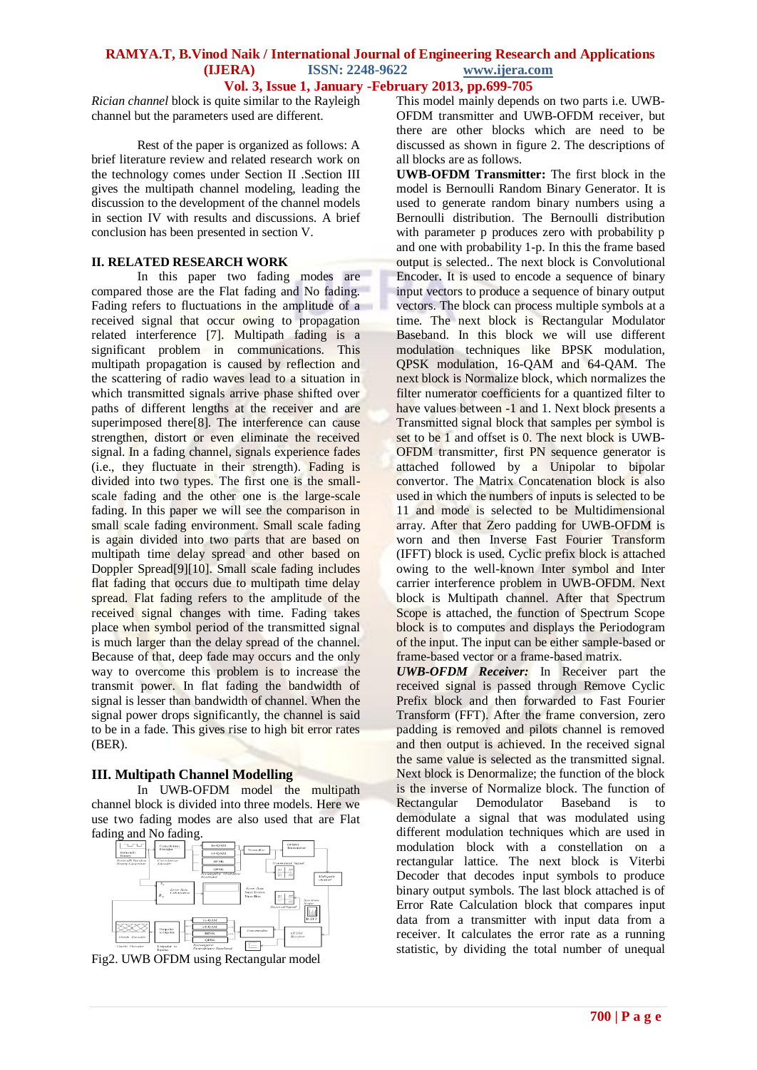*Rician channel* block is quite similar to the Rayleigh channel but the parameters used are different.

Rest of the paper is organized as follows: A brief literature review and related research work on the technology comes under Section II .Section III gives the multipath channel modeling, leading the discussion to the development of the channel models in section IV with results and discussions. A brief conclusion has been presented in section V.

## II. RELATED RESEARCH WORK

In this paper two fading modes are compared those are the Flat fading and No fading. Fading refers to fluctuations in the amplitude of a received signal that occur owing to propagation related interference [7]. Multipath fading is a significant problem in communications. This multipath propagation is caused by reflection and the scattering of radio waves lead to a situation in which transmitted signals arrive phase shifted over paths of different lengths at the receiver and are superimposed there[8]. The interference can cause strengthen, distort or even eliminate the received signal. In a fading channel, signals experience fades (i.e., they fluctuate in their strength). Fading is divided into two types. The first one is the small-scale fading and the other one is the large-scale fading. In this paper we will see the comparison in small scale fading environment. Small scale fading is again divided into two parts that are based on multipath time delay spread and other based on Doppler Spread[9][10]. Small scale fading includes flat fading that occurs due to multipath time delay spread. Flat fading refers to the amplitude of the received signal changes with time. Fading takes place when symbol period of the transmitted signal is much larger than the delay spread of the channel. Because of that, deep fade may occurs and the only way to overcome this problem is to increase the transmit power. In flat fading the bandwidth of signal is lesser than bandwidth of channel. When the signal power drops significantly, the channel is said to be in a fade. This gives rise to high bit error rates (BER).

## III. Multipath Channel Modelling

In UWB-OFDM model the multipath channel block is divided into three models. Here we use two fading modes are also used that are Flat fading and No fading.

Fig2. UWB OFDM using Rectangular model

This model mainly depends on two parts i.e. UWB-OFDM transmitter and UWB-OFDM receiver, but there are other blocks which are need to be discussed as shown in figure 2. The descriptions of all blocks are as follows.

**UWB-OFDM Transmitter:** The first block in the model is Bernoulli Random Binary Generator. It is used to generate random binary numbers using a Bernoulli distribution. The Bernoulli distribution with parameter p produces zero with probability p and one with probability 1-p. In this the frame based output is selected.. The next block is Convolutional Encoder. It is used to encode a sequence of binary input vectors to produce a sequence of binary output vectors. The block can process multiple symbols at a time. The next block is Rectangular Modulator Baseband. In this block we will use different modulation techniques like BPSK modulation, QPSK modulation, 16-QAM and 64-QAM. The next block is Normalize block, which normalizes the filter numerator coefficients for a quantized filter to have values between -1 and 1. Next block presents a Transmitted signal block that samples per symbol is set to be 1 and offset is 0. The next block is UWB-OFDM transmitter, first PN sequence generator is attached followed by a Unipolar to bipolar convertor. The Matrix Concatenation block is also used in which the numbers of inputs is selected to be 11 and mode is selected to be Multidimensional array. After that Zero padding for UWB-OFDM is worn and then Inverse Fast Fourier Transform (IFFT) block is used. Cyclic prefix block is attached owing to the well-known Inter symbol and Inter carrier interference problem in UWB-OFDM. Next block is Multipath channel. After that Spectrum Scope is attached, the function of Spectrum Scope block is to computes and displays the Periodogram of the input. The input can be either sample-based or frame-based vector or a frame-based matrix.

***UWB-OFDM Receiver:*** In Receiver part the received signal is passed through Remove Cyclic Prefix block and then forwarded to Fast Fourier Transform (FFT). After the frame conversion, zero padding is removed and pilots channel is removed and then output is achieved. In the received signal the same value is selected as the transmitted signal. Next block is Denormalize; the function of the block is the inverse of Normalize block. The function of Rectangular Demodulator Baseband is to demodulate a signal that was modulated using different modulation techniques which are used in modulation block with a constellation on a rectangular lattice. The next block is Viterbi Decoder that decodes input symbols to produce binary output symbols. The last block attached is of Error Rate Calculation block that compares input data from a transmitter with input data from a receiver. It calculates the error rate as a running statistic, by dividing the total number of unequal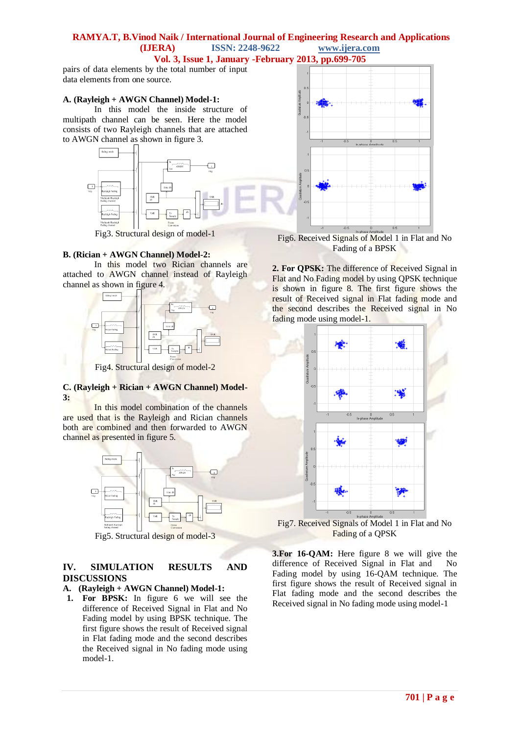pairs of data elements by the total number of input data elements from one source.

### A. (Rayleigh + AWGN Channel) Model-1:

In this model the inside structure of multipath channel can be seen. Here the model consists of two Rayleigh channels that are attached to AWGN channel as shown in figure 3.

Fig3. Structural design of model-1

### B. (Rician + AWGN Channel) Model-2:

In this model two Rician channels are attached to AWGN channel instead of Rayleigh channel as shown in figure 4.

Fig4. Structural design of model-2

### C. (Rayleigh + Rician + AWGN Channel) Model-3:

In this model combination of the channels are used that is the Rayleigh and Rician channels both are combined and then forwarded to AWGN channel as presented in figure 5.

Fig5. Structural design of model-3

## IV. SIMULATION RESULTS AND DISCUSSIONS

### A. (Rayleigh + AWGN Channel) Model-1:

1. **For BPSK:** In figure 6 we will see the difference of Received Signal in Flat and No Fading model by using BPSK technique. The first figure shows the result of Received signal in Flat fading mode and the second describes the Received signal in No fading mode using model-1.

Fig6. Received Signals of Model 1 in Flat and No Fading of a BPSK

**2. For QPSK:** The difference of Received Signal in Flat and No Fading model by using QPSK technique is shown in figure 8. The first figure shows the result of Received signal in Flat fading mode and the second describes the Received signal in No fading mode using model-1.

Fig7. Received Signals of Model 1 in Flat and No Fading of a QPSK

**3.For 16-QAM:** Here figure 8 we will give the difference of Received Signal in Flat and No Fading model by using 16-QAM technique. The first figure shows the result of Received signal in Flat fading mode and the second describes the Received signal in No fading mode using model-1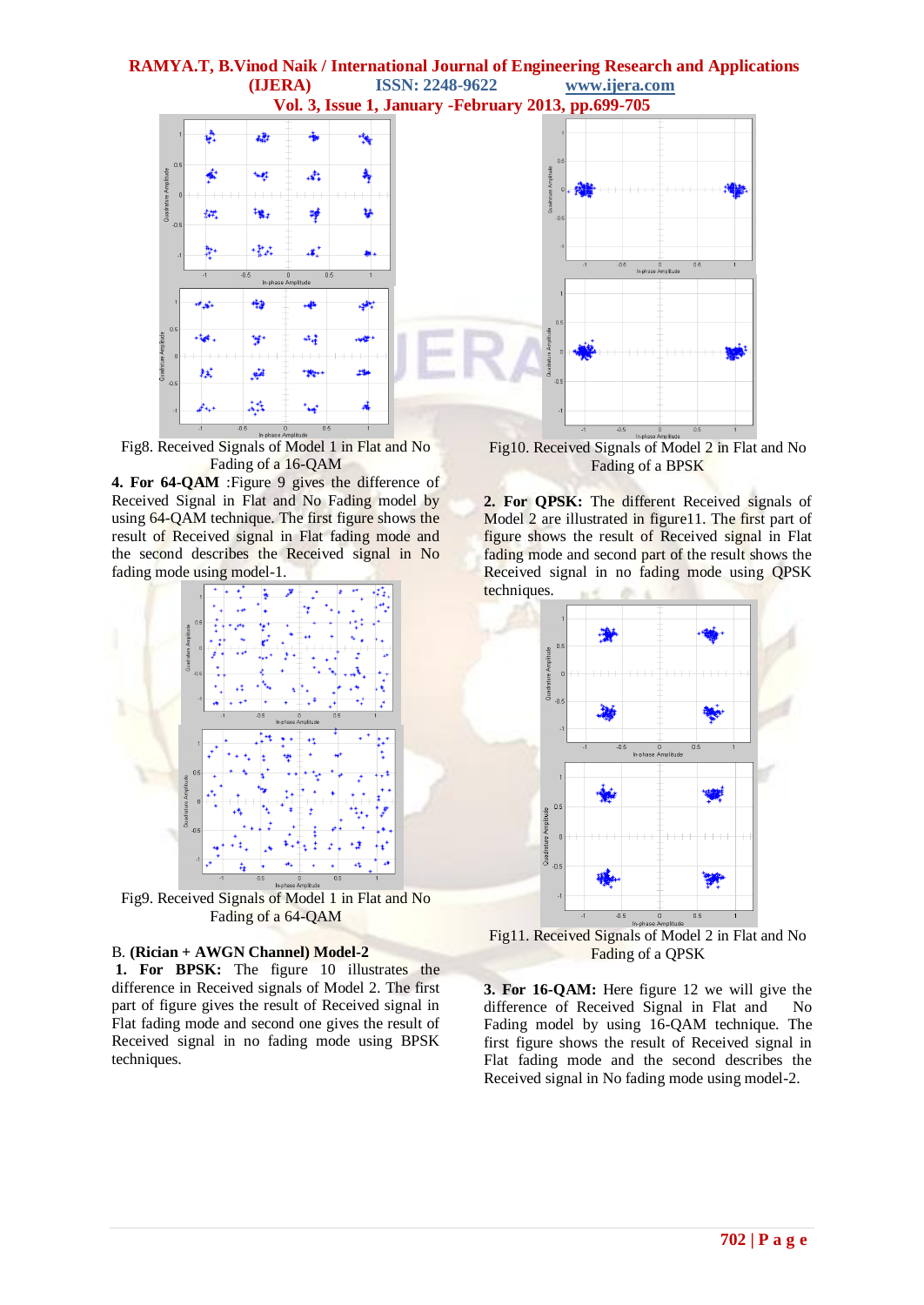Fig8. Received Signals of Model 1 in Flat and No Fading of a 16-QAM

**4. For 64-QAM** :Figure 9 gives the difference of Received Signal in Flat and No Fading model by using 64-QAM technique. The first figure shows the result of Received signal in Flat fading mode and the second describes the Received signal in No fading mode using model-1.

Fig9. Received Signals of Model 1 in Flat and No Fading of a 64-QAM

B. **(Rician + AWGN Channel) Model-2**

**1. For BPSK:** The figure 10 illustrates the difference in Received signals of Model 2. The first part of figure gives the result of Received signal in Flat fading mode and second one gives the result of Received signal in no fading mode using BPSK techniques.

Fig10. Received Signals of Model 2 in Flat and No Fading of a BPSK

**2. For QPSK:** The different Received signals of Model 2 are illustrated in figure11. The first part of figure shows the result of Received signal in Flat fading mode and second part of the result shows the Received signal in no fading mode using QPSK techniques.

Fig11. Received Signals of Model 2 in Flat and No Fading of a QPSK

**3. For 16-QAM:** Here figure 12 we will give the difference of Received Signal in Flat and No Fading model by using 16-QAM technique. The first figure shows the result of Received signal in Flat fading mode and the second describes the Received signal in No fading mode using model-2.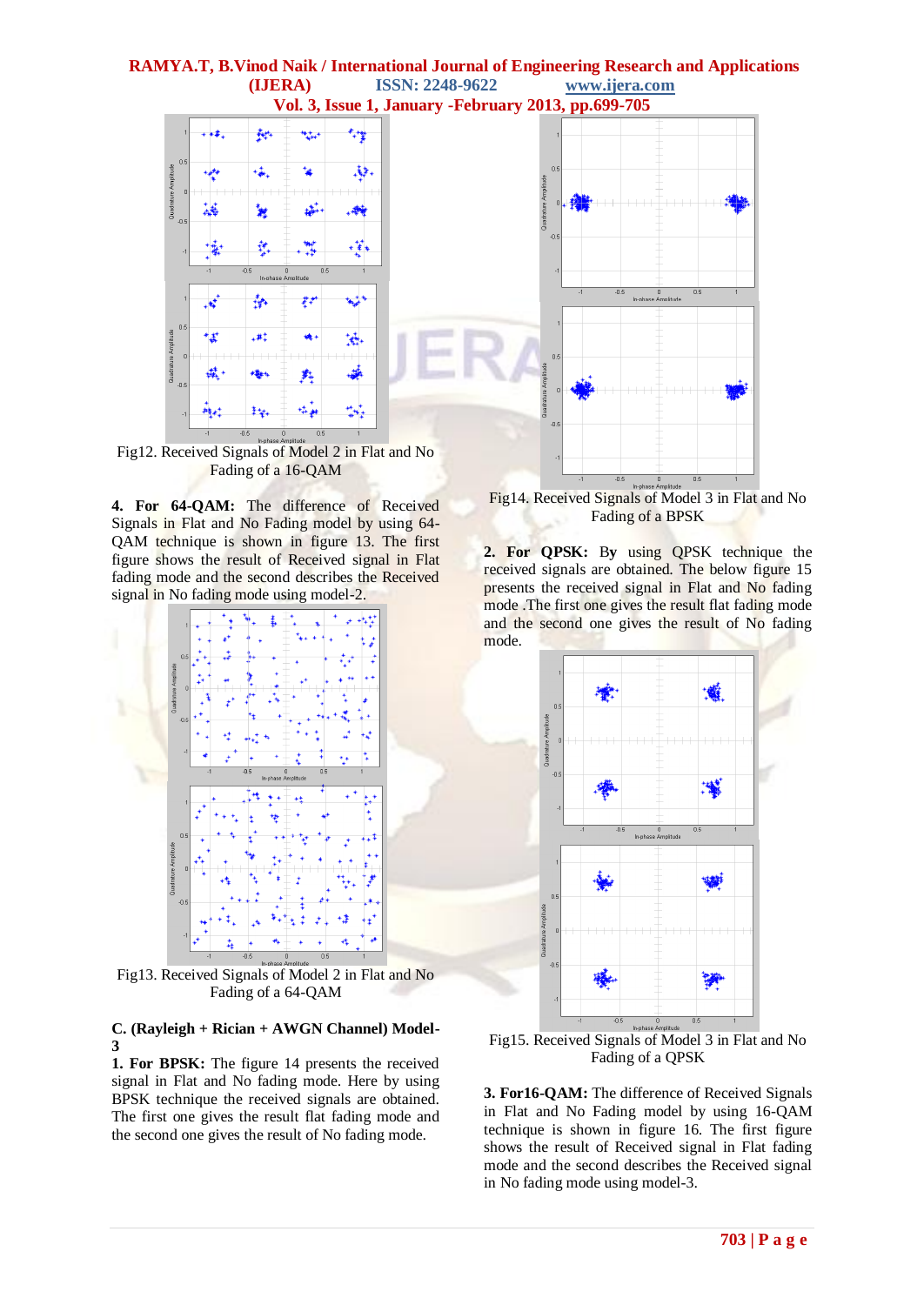Fig12. Received Signals of Model 2 in Flat and No Fading of a 16-QAM

**4. For 64-QAM:** The difference of Received Signals in Flat and No Fading model by using 64-QAM technique is shown in figure 13. The first figure shows the result of Received signal in Flat fading mode and the second describes the Received signal in No fading mode using model-2.

Fig13. Received Signals of Model 2 in Flat and No Fading of a 64-QAM

### C. (Rayleigh + Rician + AWGN Channel) Model-3

**1. For BPSK:** The figure 14 presents the received signal in Flat and No fading mode. Here by using BPSK technique the received signals are obtained. The first one gives the result flat fading mode and the second one gives the result of No fading mode.

Fig14. Received Signals of Model 3 in Flat and No Fading of a BPSK

**2. For QPSK:** By using QPSK technique the received signals are obtained. The below figure 15 presents the received signal in Flat and No fading mode .The first one gives the result flat fading mode and the second one gives the result of No fading mode.

Fig15. Received Signals of Model 3 in Flat and No Fading of a QPSK

**3. For16-QAM:** The difference of Received Signals in Flat and No Fading model by using 16-QAM technique is shown in figure 16. The first figure shows the result of Received signal in Flat fading mode and the second describes the Received signal in No fading mode using model-3.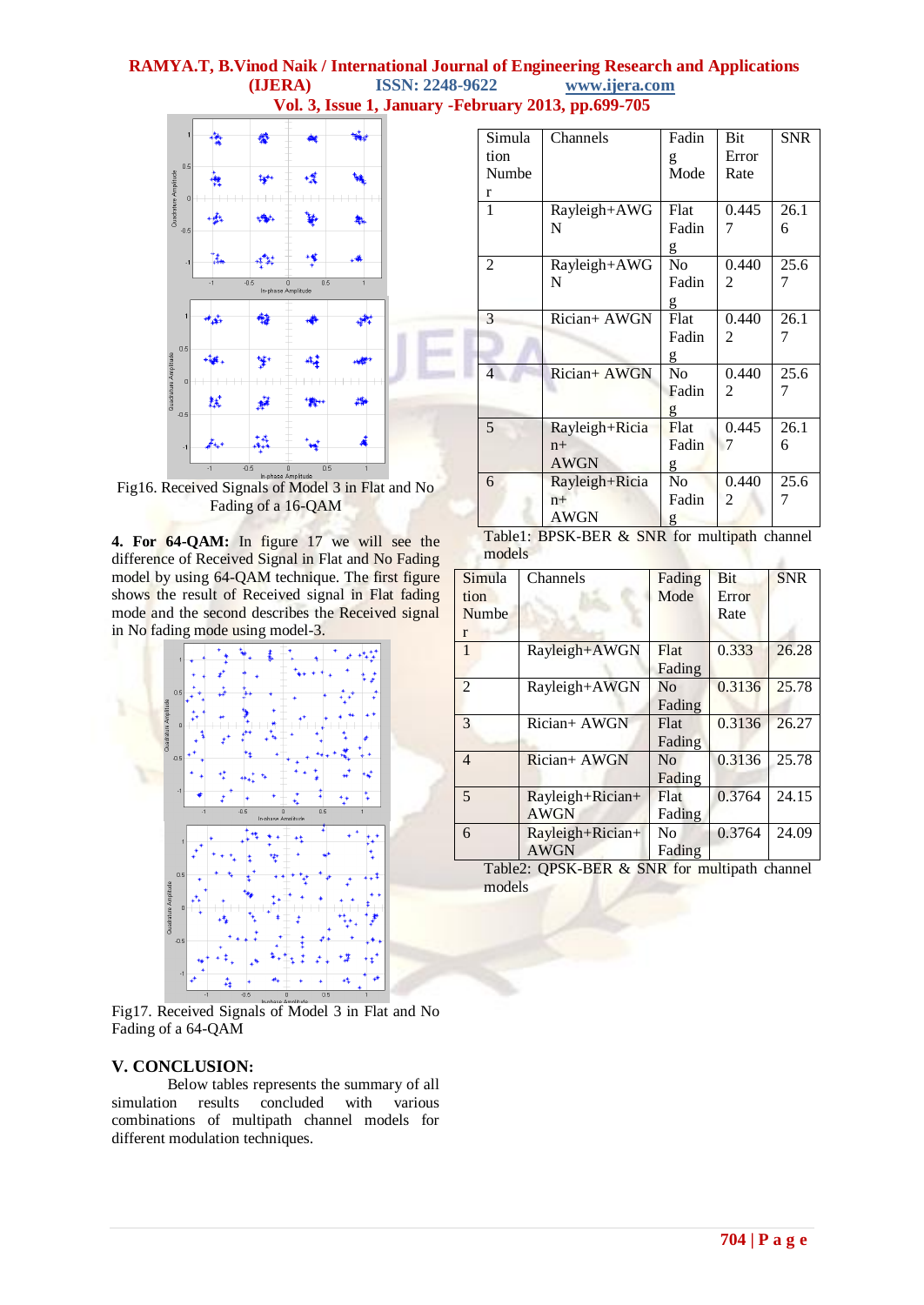Fig16. Received Signals of Model 3 in Flat and No Fading of a 16-QAM

**4. For 64-QAM:** In figure 17 we will see the difference of Received Signal in Flat and No Fading model by using 64-QAM technique. The first figure shows the result of Received signal in Flat fading mode and the second describes the Received signal in No fading mode using model-3.

Fig17. Received Signals of Model 3 in Flat and No Fading of a 64-QAM

## V. CONCLUSION:

Below tables represents the summary of all simulation results concluded with various combinations of multipath channel models for different modulation techniques.

| Simulation Number | Channels | Fading Mode | Bit Error Rate | SNR |
|---|---|---|---|---|
| 1 | Rayleigh+AWGN | Flat Fading | 0.4457 | 26.16 |
| 2 | Rayleigh+AWGN | No Fading | 0.4402 | 25.67 |
| 3 | Rician+ AWGN | Flat Fading | 0.4402 | 26.17 |
| 4 | Rician+ AWGN | No Fading | 0.4402 | 25.67 |
| 5 | Rayleigh+Rician+ AWGN | Flat Fading | 0.4457 | 26.16 |
| 6 | Rayleigh+Rician+ AWGN | No Fading | 0.4402 | 25.67 |

Table1: BPSK-BER & SNR for multipath channel models

| Simulation Number | Channels | Fading Mode | Bit Error Rate | SNR |
|---|---|---|---|---|
| 1 | Rayleigh+AWGN | Flat Fading | 0.333 | 26.28 |
| 2 | Rayleigh+AWGN | No Fading | 0.3136 | 25.78 |
| 3 | Rician+ AWGN | Flat Fading | 0.3136 | 26.27 |
| 4 | Rician+ AWGN | No Fading | 0.3136 | 25.78 |
| 5 | Rayleigh+Rician+ AWGN | Flat Fading | 0.3764 | 24.15 |
| 6 | Rayleigh+Rician+ AWGN | No Fading | 0.3764 | 24.09 |

Table2: QPSK-BER & SNR for multipath channel models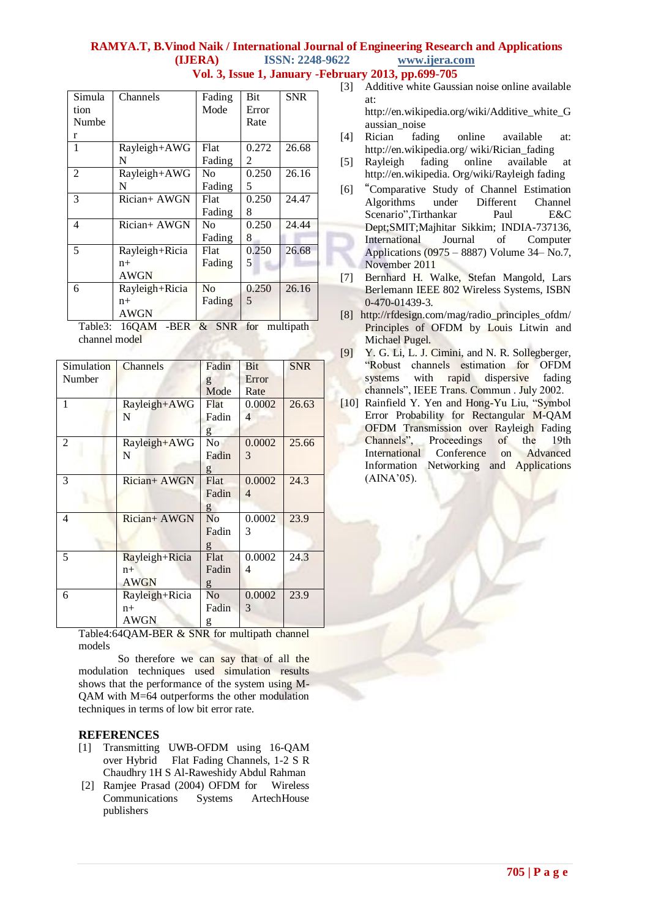| Simulation Number | Channels | Fading Mode | Bit Error Rate | SNR |
|---|---|---|---|---|
| 1 | Rayleigh+AWGN | Flat Fading | 0.2722 | 26.68 |
| 2 | Rayleigh+AWGN | No Fading | 0.2505 | 26.16 |
| 3 | Rician+ AWGN | Flat Fading | 0.2508 | 24.47 |
| 4 | Rician+ AWGN | No Fading | 0.2508 | 24.44 |
| 5 | Rayleigh+Rician+ AWGN | Flat Fading | 0.2505 | 26.68 |
| 6 | Rayleigh+Rician+ AWGN | No Fading | 0.2505 | 26.16 |

Table3: 16QAM -BER & SNR for multipath channel model

| Simulation Number | Channels | Fading Mode | Bit Error Rate | SNR |
|---|---|---|---|---|
| 1 | Rayleigh+AWGN | Flat Fading | 0.00024 | 26.63 |
| 2 | Rayleigh+AWGN | No Fading | 0.00023 | 25.66 |
| 3 | Rician+ AWGN | Flat Fading | 0.00024 | 24.3 |
| 4 | Rician+ AWGN | No Fading | 0.00023 | 23.9 |
| 5 | Rayleigh+Rician+ AWGN | Flat Fading | 0.00024 | 24.3 |
| 6 | Rayleigh+Rician+ AWGN | No Fading | 0.00023 | 23.9 |

Table4:64QAM-BER & SNR for multipath channel models

So therefore we can say that of all the modulation techniques used simulation results shows that the performance of the system using M-QAM with M=64 outperforms the other modulation techniques in terms of low bit error rate.

## REFERENCES

[1] Transmitting UWB-OFDM using 16-QAM over Hybrid Flat Fading Channels, 1-2 S R Chaudhry 1H S Al-Raweshidy Abdul Rahman

[2] Ramjee Prasad (2004) OFDM for Wireless Communications Systems ArtechHouse publishers

[3] Additive white Gaussian noise online available at: http://en.wikipedia.org/wiki/Additive_white_Gaussian_noise

[4] Rician fading online available at: http://en.wikipedia.org/ wiki/Rician_fading

[5] Rayleigh fading online available at http://en.wikipedia. Org/wiki/Rayleigh fading

[6] "Comparative Study of Channel Estimation Algorithms under Different Channel Scenario",Tirthankar Paul E&C Dept;SMIT;Majhitar Sikkim; INDIA-737136, International Journal of Computer Applications (0975 – 8887) Volume 34– No.7, November 2011

[7] Bernhard H. Walke, Stefan Mangold, Lars Berlemann IEEE 802 Wireless Systems, ISBN 0-470-01439-3.

[8] http://rfdesign.com/mag/radio_principles_ofdm/ Principles of OFDM by Louis Litwin and Michael Pugel.

[9] Y. G. Li, L. J. Cimini, and N. R. Sollegberger, "Robust channels estimation for OFDM systems with rapid dispersive fading channels", IEEE Trans. Commun . July 2002.

[10] Rainfield Y. Yen and Hong-Yu Liu, "Symbol Error Probability for Rectangular M-QAM OFDM Transmission over Rayleigh Fading Channels", Proceedings of the 19th International Conference on Advanced Information Networking and Applications (AINA'05).